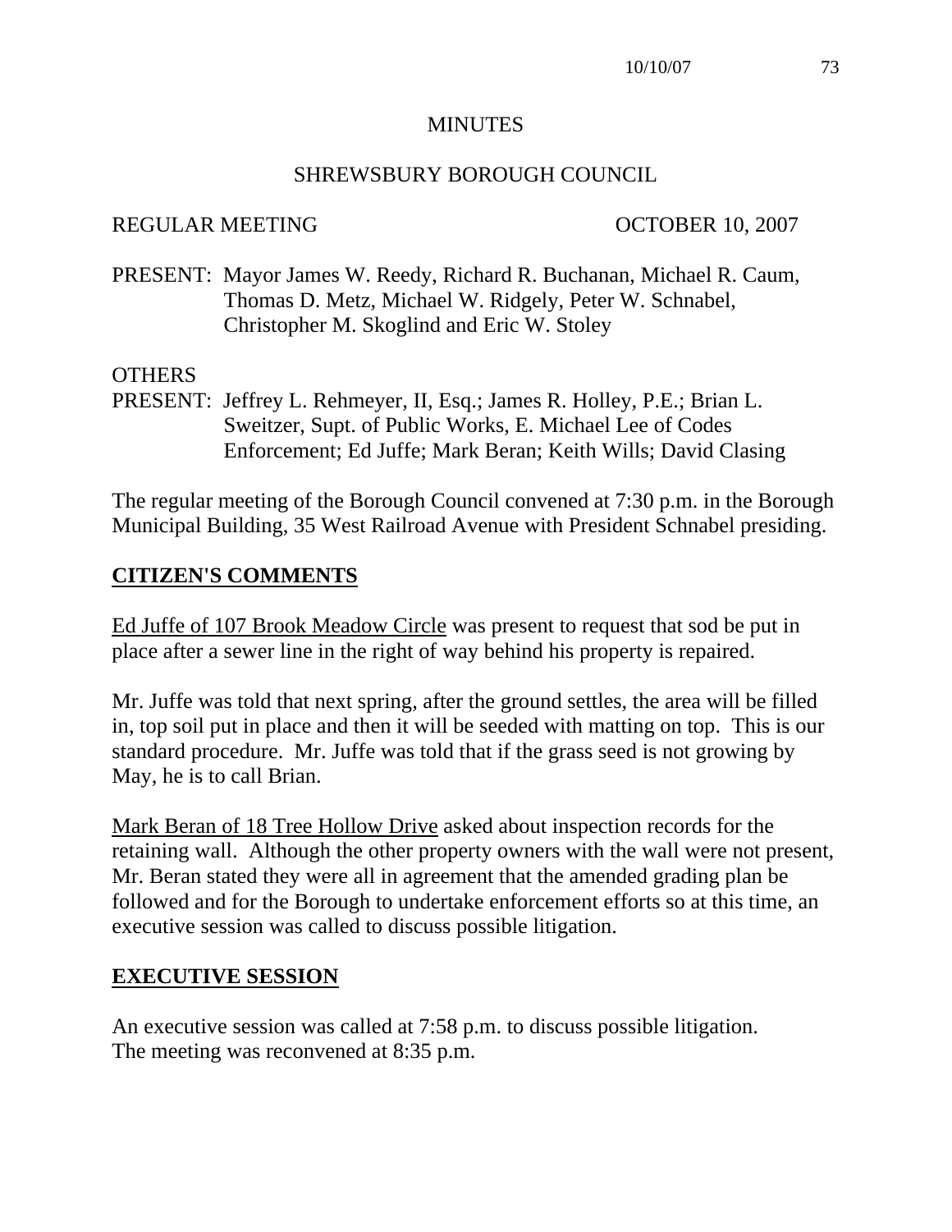# MINUTES

## SHREWSBURY BOROUGH COUNCIL

REGULAR MEETING OCTOBER 10, 2007

PRESENT: Mayor James W. Reedy, Richard R. Buchanan, Michael R. Caum, Thomas D. Metz, Michael W. Ridgely, Peter W. Schnabel, Christopher M. Skoglind and Eric W. Stoley

OTHERS
PRESENT: Jeffrey L. Rehmeyer, II, Esq.; James R. Holley, P.E.; Brian L. Sweitzer, Supt. of Public Works, E. Michael Lee of Codes Enforcement; Ed Juffe; Mark Beran; Keith Wills; David Clasing

The regular meeting of the Borough Council convened at 7:30 p.m. in the Borough Municipal Building, 35 West Railroad Avenue with President Schnabel presiding.

## CITIZEN'S COMMENTS

Ed Juffe of 107 Brook Meadow Circle was present to request that sod be put in place after a sewer line in the right of way behind his property is repaired.

Mr. Juffe was told that next spring, after the ground settles, the area will be filled in, top soil put in place and then it will be seeded with matting on top. This is our standard procedure. Mr. Juffe was told that if the grass seed is not growing by May, he is to call Brian.

Mark Beran of 18 Tree Hollow Drive asked about inspection records for the retaining wall. Although the other property owners with the wall were not present, Mr. Beran stated they were all in agreement that the amended grading plan be followed and for the Borough to undertake enforcement efforts so at this time, an executive session was called to discuss possible litigation.

## EXECUTIVE SESSION

An executive session was called at 7:58 p.m. to discuss possible litigation.
The meeting was reconvened at 8:35 p.m.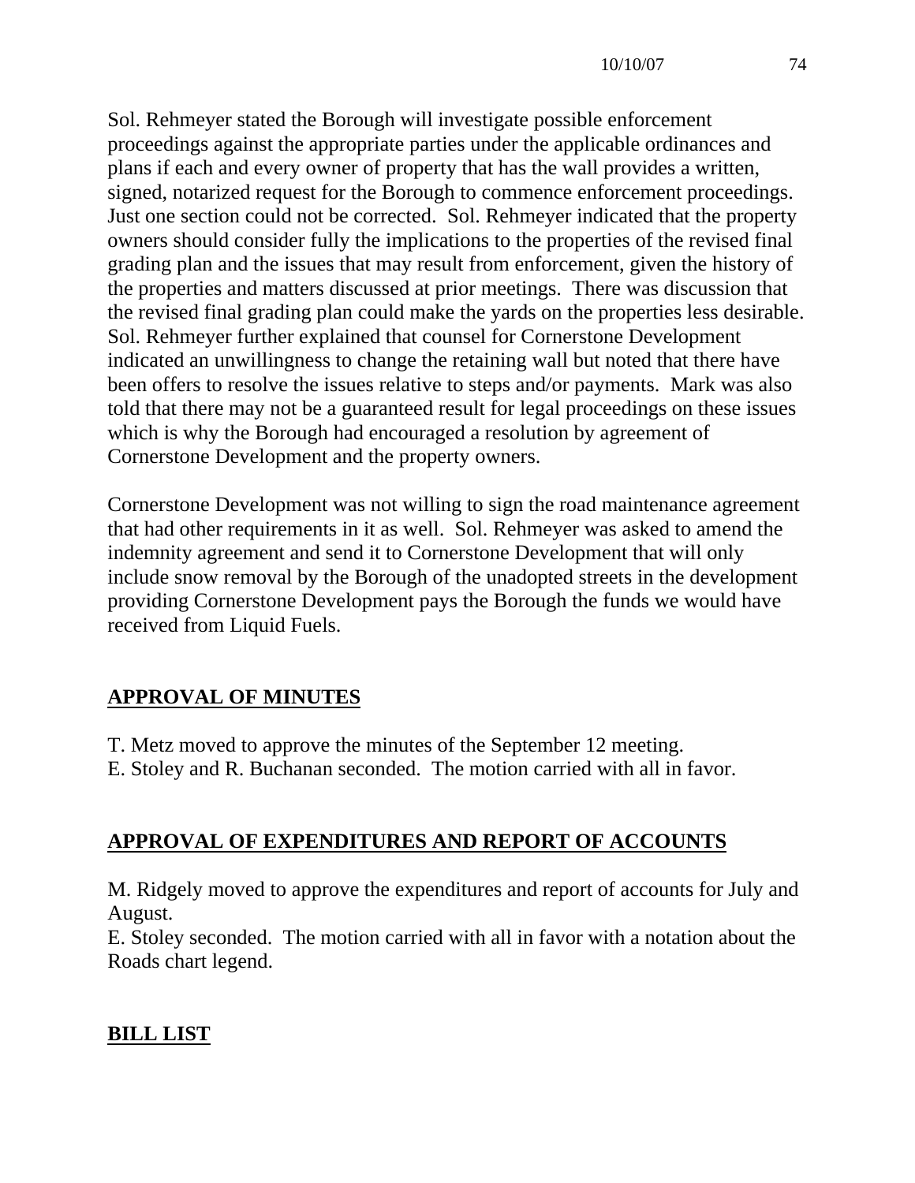Sol. Rehmeyer stated the Borough will investigate possible enforcement proceedings against the appropriate parties under the applicable ordinances and plans if each and every owner of property that has the wall provides a written, signed, notarized request for the Borough to commence enforcement proceedings. Just one section could not be corrected. Sol. Rehmeyer indicated that the property owners should consider fully the implications to the properties of the revised final grading plan and the issues that may result from enforcement, given the history of the properties and matters discussed at prior meetings. There was discussion that the revised final grading plan could make the yards on the properties less desirable. Sol. Rehmeyer further explained that counsel for Cornerstone Development indicated an unwillingness to change the retaining wall but noted that there have been offers to resolve the issues relative to steps and/or payments. Mark was also told that there may not be a guaranteed result for legal proceedings on these issues which is why the Borough had encouraged a resolution by agreement of Cornerstone Development and the property owners.

Cornerstone Development was not willing to sign the road maintenance agreement that had other requirements in it as well. Sol. Rehmeyer was asked to amend the indemnity agreement and send it to Cornerstone Development that will only include snow removal by the Borough of the unadopted streets in the development providing Cornerstone Development pays the Borough the funds we would have received from Liquid Fuels.

## APPROVAL OF MINUTES

T. Metz moved to approve the minutes of the September 12 meeting.
E. Stoley and R. Buchanan seconded. The motion carried with all in favor.

## APPROVAL OF EXPENDITURES AND REPORT OF ACCOUNTS

M. Ridgely moved to approve the expenditures and report of accounts for July and August.
E. Stoley seconded. The motion carried with all in favor with a notation about the Roads chart legend.

## BILL LIST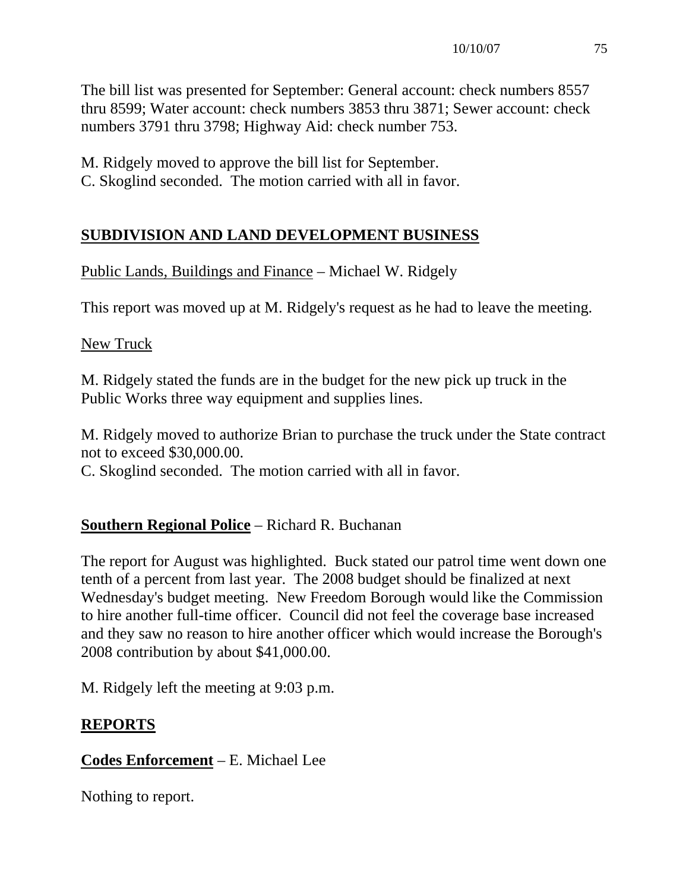The bill list was presented for September: General account: check numbers 8557 thru 8599; Water account: check numbers 3853 thru 3871; Sewer account: check numbers 3791 thru 3798; Highway Aid: check number 753.

M. Ridgely moved to approve the bill list for September.
C. Skoglind seconded. The motion carried with all in favor.

## SUBDIVISION AND LAND DEVELOPMENT BUSINESS

Public Lands, Buildings and Finance – Michael W. Ridgely

This report was moved up at M. Ridgely's request as he had to leave the meeting.

New Truck

M. Ridgely stated the funds are in the budget for the new pick up truck in the Public Works three way equipment and supplies lines.

M. Ridgely moved to authorize Brian to purchase the truck under the State contract not to exceed $30,000.00.
C. Skoglind seconded. The motion carried with all in favor.

**Southern Regional Police** – Richard R. Buchanan

The report for August was highlighted. Buck stated our patrol time went down one tenth of a percent from last year. The 2008 budget should be finalized at next Wednesday's budget meeting. New Freedom Borough would like the Commission to hire another full-time officer. Council did not feel the coverage base increased and they saw no reason to hire another officer which would increase the Borough's 2008 contribution by about $41,000.00.

M. Ridgely left the meeting at 9:03 p.m.

## REPORTS

**Codes Enforcement** – E. Michael Lee

Nothing to report.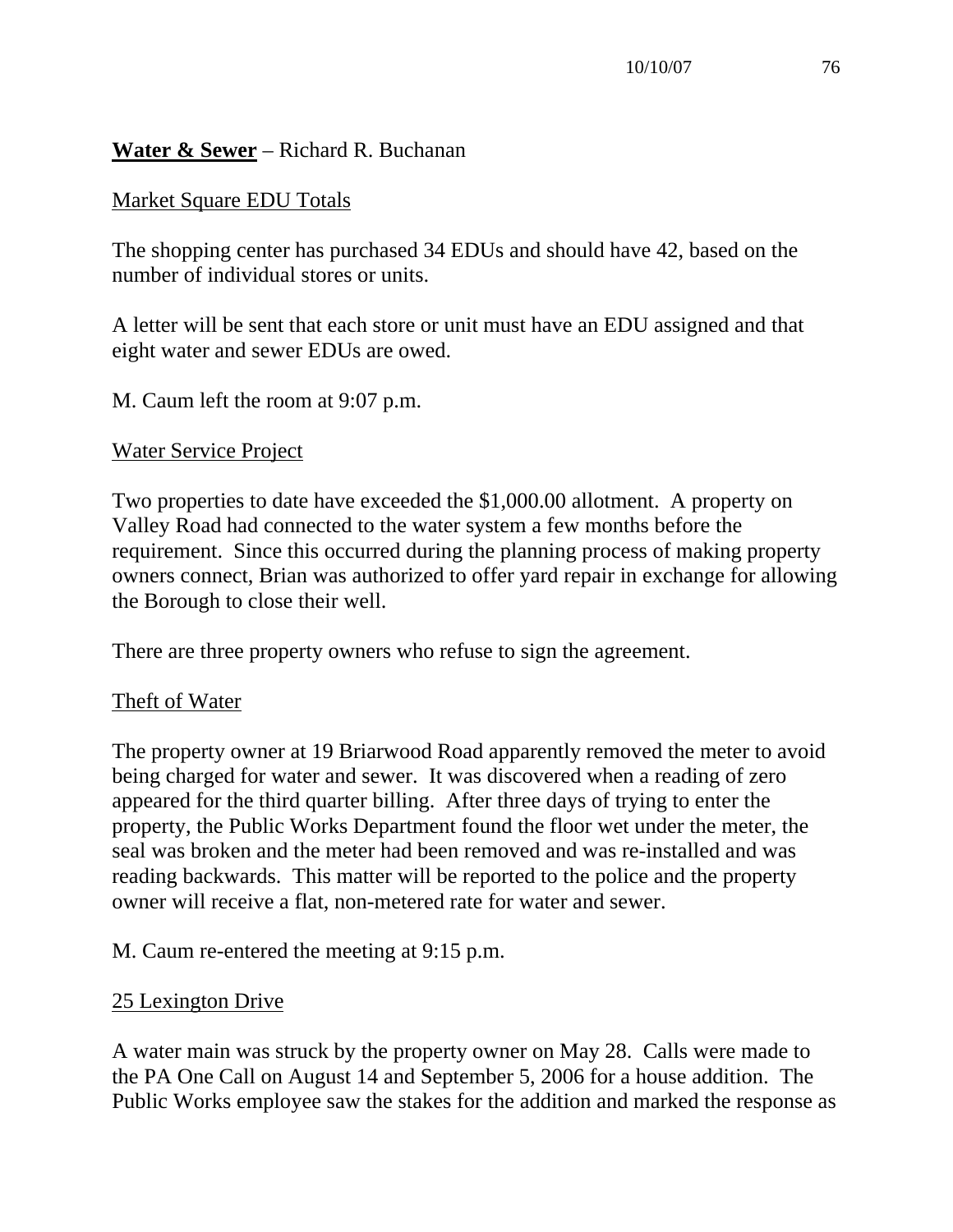**Water & Sewer** – Richard R. Buchanan

Market Square EDU Totals

The shopping center has purchased 34 EDUs and should have 42, based on the number of individual stores or units.

A letter will be sent that each store or unit must have an EDU assigned and that eight water and sewer EDUs are owed.

M. Caum left the room at 9:07 p.m.

Water Service Project

Two properties to date have exceeded the $1,000.00 allotment. A property on Valley Road had connected to the water system a few months before the requirement. Since this occurred during the planning process of making property owners connect, Brian was authorized to offer yard repair in exchange for allowing the Borough to close their well.

There are three property owners who refuse to sign the agreement.

Theft of Water

The property owner at 19 Briarwood Road apparently removed the meter to avoid being charged for water and sewer. It was discovered when a reading of zero appeared for the third quarter billing. After three days of trying to enter the property, the Public Works Department found the floor wet under the meter, the seal was broken and the meter had been removed and was re-installed and was reading backwards. This matter will be reported to the police and the property owner will receive a flat, non-metered rate for water and sewer.

M. Caum re-entered the meeting at 9:15 p.m.

25 Lexington Drive

A water main was struck by the property owner on May 28. Calls were made to the PA One Call on August 14 and September 5, 2006 for a house addition. The Public Works employee saw the stakes for the addition and marked the response as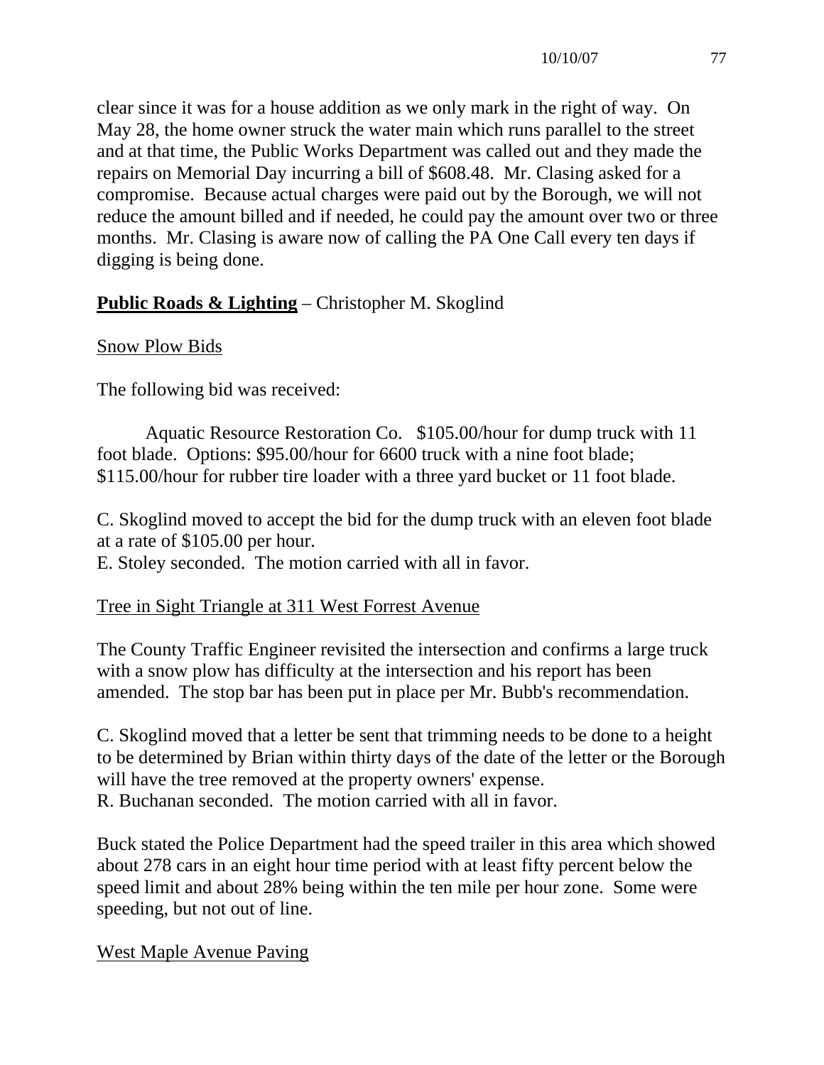clear since it was for a house addition as we only mark in the right of way. On May 28, the home owner struck the water main which runs parallel to the street and at that time, the Public Works Department was called out and they made the repairs on Memorial Day incurring a bill of $608.48. Mr. Clasing asked for a compromise. Because actual charges were paid out by the Borough, we will not reduce the amount billed and if needed, he could pay the amount over two or three months. Mr. Clasing is aware now of calling the PA One Call every ten days if digging is being done.

**<u>Public Roads & Lighting</u>** – Christopher M. Skoglind

<u>Snow Plow Bids</u>

The following bid was received:

Aquatic Resource Restoration Co. $105.00/hour for dump truck with 11 foot blade. Options: $95.00/hour for 6600 truck with a nine foot blade; $115.00/hour for rubber tire loader with a three yard bucket or 11 foot blade.

C. Skoglind moved to accept the bid for the dump truck with an eleven foot blade at a rate of $105.00 per hour.
E. Stoley seconded. The motion carried with all in favor.

<u>Tree in Sight Triangle at 311 West Forrest Avenue</u>

The County Traffic Engineer revisited the intersection and confirms a large truck with a snow plow has difficulty at the intersection and his report has been amended. The stop bar has been put in place per Mr. Bubb's recommendation.

C. Skoglind moved that a letter be sent that trimming needs to be done to a height to be determined by Brian within thirty days of the date of the letter or the Borough will have the tree removed at the property owners' expense.
R. Buchanan seconded. The motion carried with all in favor.

Buck stated the Police Department had the speed trailer in this area which showed about 278 cars in an eight hour time period with at least fifty percent below the speed limit and about 28% being within the ten mile per hour zone. Some were speeding, but not out of line.

<u>West Maple Avenue Paving</u>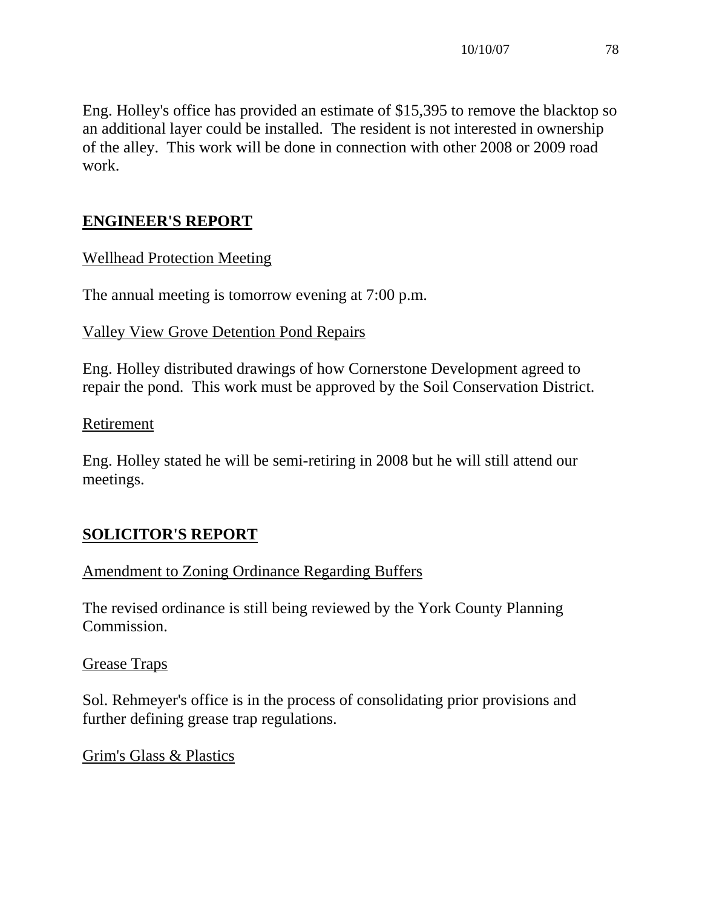Eng. Holley's office has provided an estimate of $15,395 to remove the blacktop so an additional layer could be installed. The resident is not interested in ownership of the alley. This work will be done in connection with other 2008 or 2009 road work.

## ENGINEER'S REPORT

Wellhead Protection Meeting

The annual meeting is tomorrow evening at 7:00 p.m.

Valley View Grove Detention Pond Repairs

Eng. Holley distributed drawings of how Cornerstone Development agreed to repair the pond. This work must be approved by the Soil Conservation District.

Retirement

Eng. Holley stated he will be semi-retiring in 2008 but he will still attend our meetings.

## SOLICITOR'S REPORT

Amendment to Zoning Ordinance Regarding Buffers

The revised ordinance is still being reviewed by the York County Planning Commission.

Grease Traps

Sol. Rehmeyer's office is in the process of consolidating prior provisions and further defining grease trap regulations.

Grim's Glass & Plastics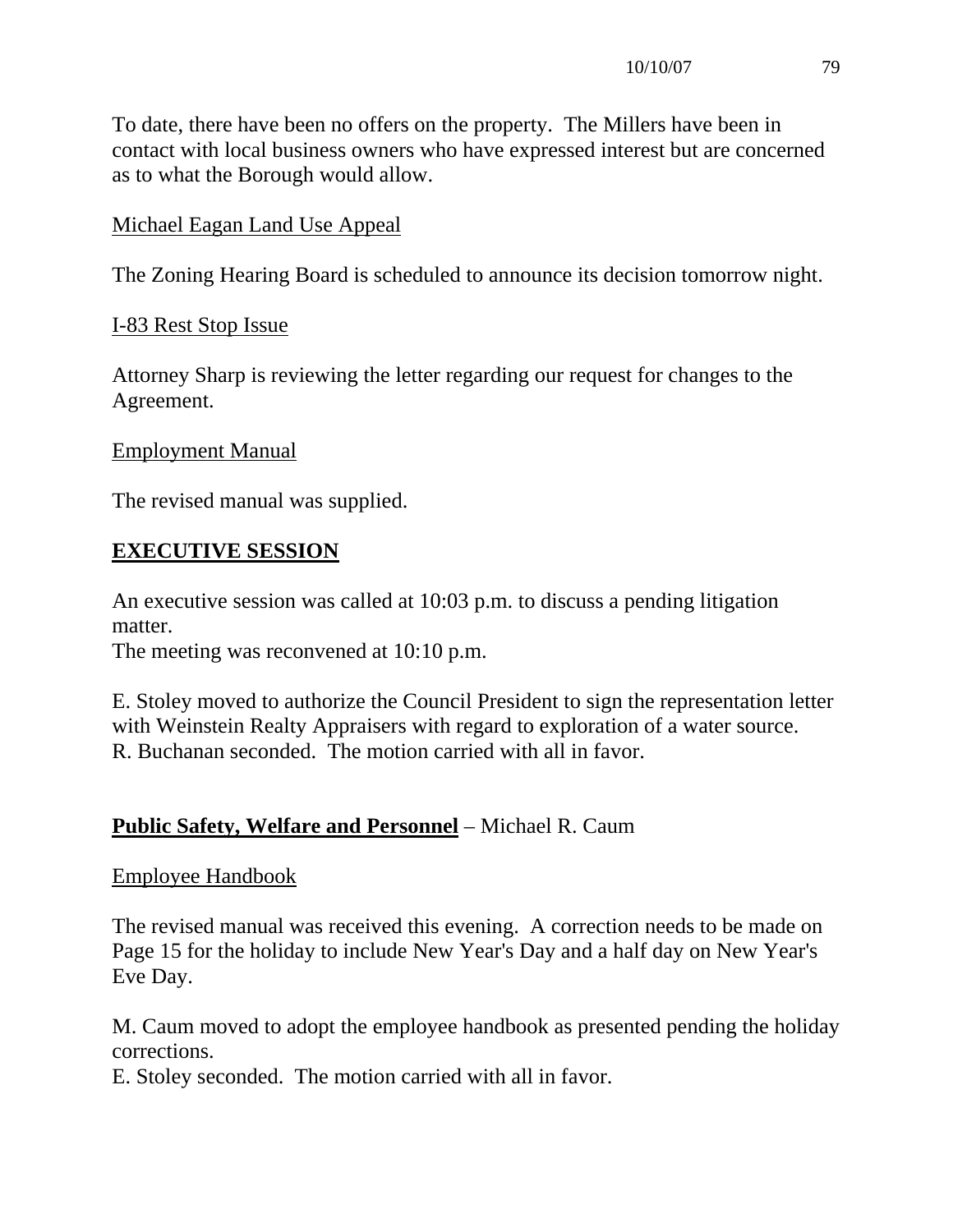To date, there have been no offers on the property. The Millers have been in contact with local business owners who have expressed interest but are concerned as to what the Borough would allow.

Michael Eagan Land Use Appeal

The Zoning Hearing Board is scheduled to announce its decision tomorrow night.

I-83 Rest Stop Issue

Attorney Sharp is reviewing the letter regarding our request for changes to the Agreement.

Employment Manual

The revised manual was supplied.

## **EXECUTIVE SESSION**

An executive session was called at 10:03 p.m. to discuss a pending litigation matter.
The meeting was reconvened at 10:10 p.m.

E. Stoley moved to authorize the Council President to sign the representation letter with Weinstein Realty Appraisers with regard to exploration of a water source.
R. Buchanan seconded. The motion carried with all in favor.

## **Public Safety, Welfare and Personnel** – Michael R. Caum

Employee Handbook

The revised manual was received this evening. A correction needs to be made on Page 15 for the holiday to include New Year's Day and a half day on New Year's Eve Day.

M. Caum moved to adopt the employee handbook as presented pending the holiday corrections.
E. Stoley seconded. The motion carried with all in favor.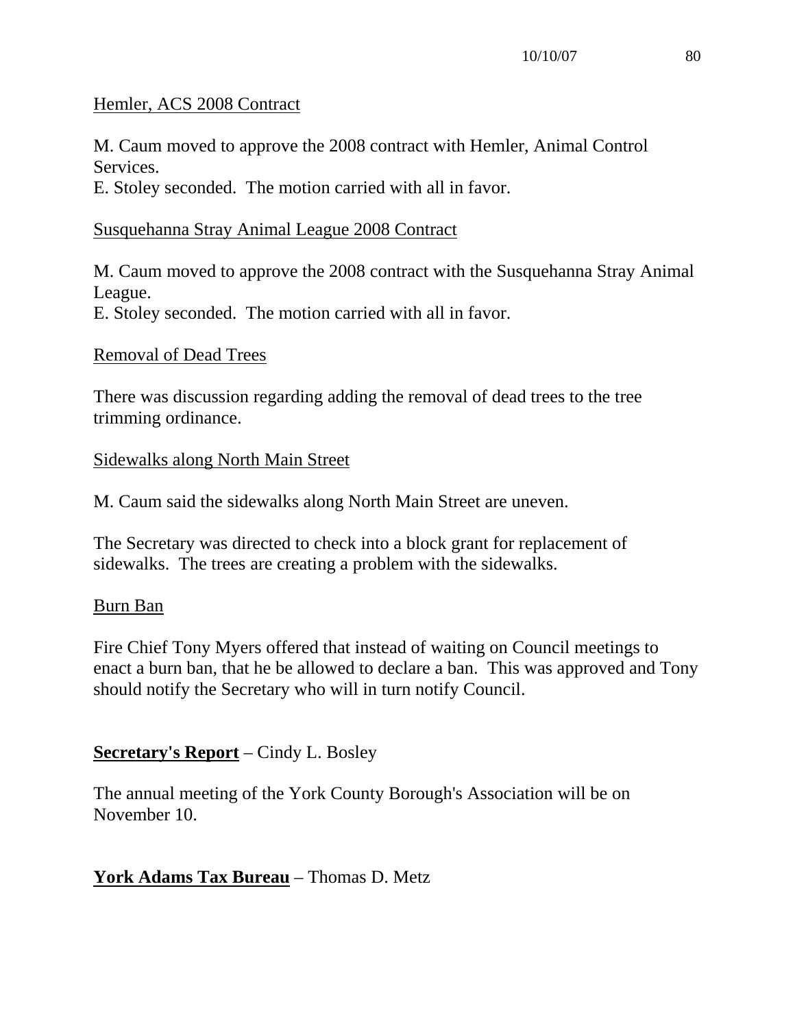Hemler, ACS 2008 Contract

M. Caum moved to approve the 2008 contract with Hemler, Animal Control Services.
E. Stoley seconded. The motion carried with all in favor.

Susquehanna Stray Animal League 2008 Contract

M. Caum moved to approve the 2008 contract with the Susquehanna Stray Animal League.
E. Stoley seconded. The motion carried with all in favor.

Removal of Dead Trees

There was discussion regarding adding the removal of dead trees to the tree trimming ordinance.

Sidewalks along North Main Street

M. Caum said the sidewalks along North Main Street are uneven.

The Secretary was directed to check into a block grant for replacement of sidewalks. The trees are creating a problem with the sidewalks.

Burn Ban

Fire Chief Tony Myers offered that instead of waiting on Council meetings to enact a burn ban, that he be allowed to declare a ban. This was approved and Tony should notify the Secretary who will in turn notify Council.

**Secretary's Report** – Cindy L. Bosley

The annual meeting of the York County Borough's Association will be on November 10.

**York Adams Tax Bureau** – Thomas D. Metz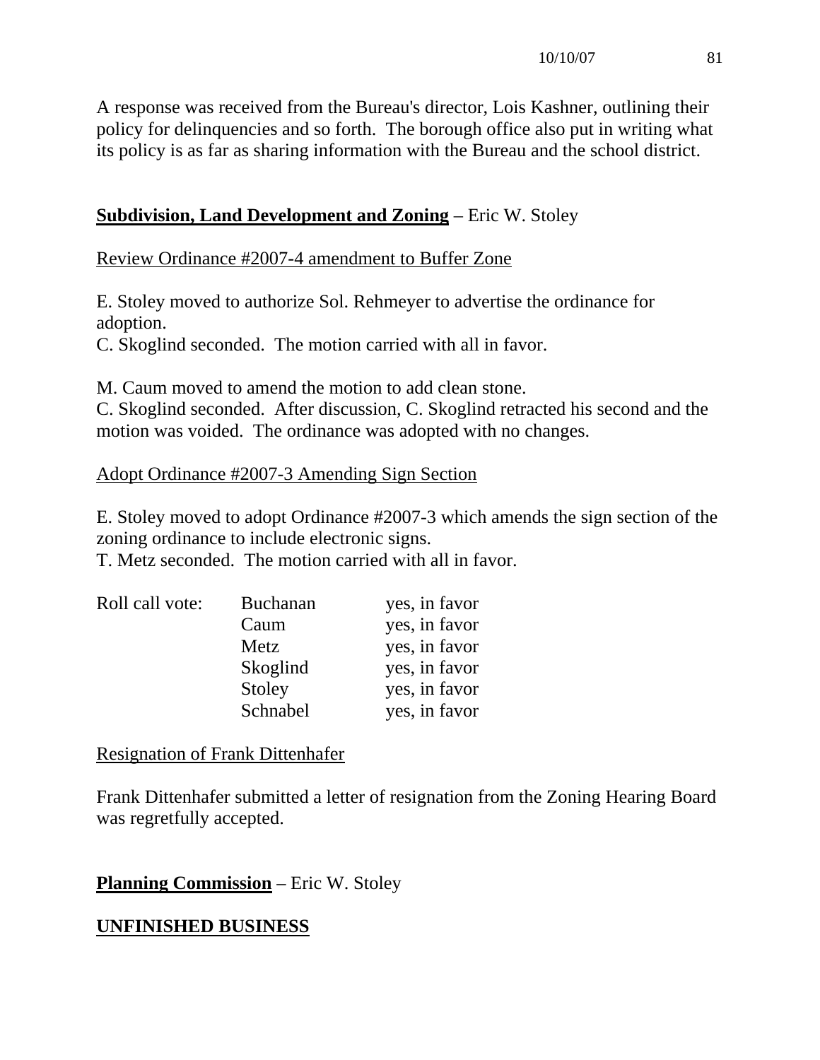A response was received from the Bureau's director, Lois Kashner, outlining their policy for delinquencies and so forth. The borough office also put in writing what its policy is as far as sharing information with the Bureau and the school district.

**Subdivision, Land Development and Zoning** – Eric W. Stoley

Review Ordinance #2007-4 amendment to Buffer Zone

E. Stoley moved to authorize Sol. Rehmeyer to advertise the ordinance for adoption.
C. Skoglind seconded. The motion carried with all in favor.

M. Caum moved to amend the motion to add clean stone.
C. Skoglind seconded. After discussion, C. Skoglind retracted his second and the motion was voided. The ordinance was adopted with no changes.

Adopt Ordinance #2007-3 Amending Sign Section

E. Stoley moved to adopt Ordinance #2007-3 which amends the sign section of the zoning ordinance to include electronic signs.
T. Metz seconded. The motion carried with all in favor.

| Roll call vote: | Buchanan | yes, in favor |
|---|---|---|
| | Caum | yes, in favor |
| | Metz | yes, in favor |
| | Skoglind | yes, in favor |
| | Stoley | yes, in favor |
| | Schnabel | yes, in favor |

Resignation of Frank Dittenhafer

Frank Dittenhafer submitted a letter of resignation from the Zoning Hearing Board was regretfully accepted.

**Planning Commission** – Eric W. Stoley

**UNFINISHED BUSINESS**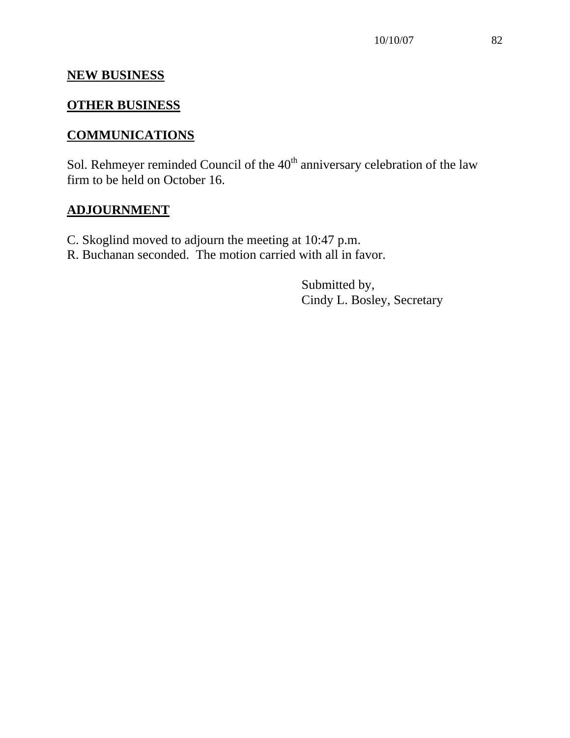**NEW BUSINESS**

**OTHER BUSINESS**

**COMMUNICATIONS**

Sol. Rehmeyer reminded Council of the 40th anniversary celebration of the law firm to be held on October 16.

**ADJOURNMENT**

C. Skoglind moved to adjourn the meeting at 10:47 p.m.
R. Buchanan seconded. The motion carried with all in favor.

Submitted by,
Cindy L. Bosley, Secretary